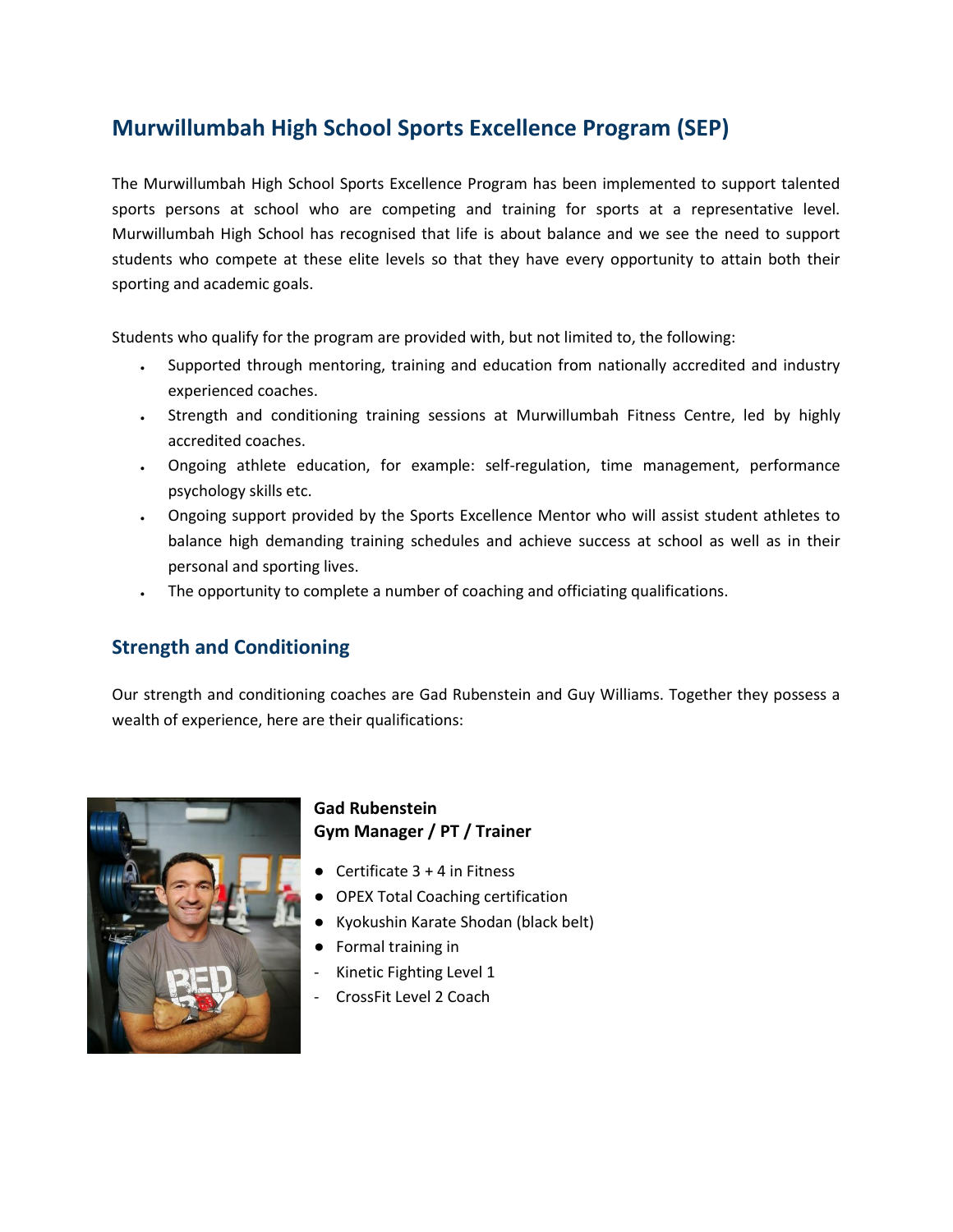# Murwillumbah High School Sports Excellence Program (SEP)

The Murwillumbah High School Sports Excellence Program has been implemented to support talented sports persons at school who are competing and training for sports at a representative level. Murwillumbah High School has recognised that life is about balance and we see the need to support students who compete at these elite levels so that they have every opportunity to attain both their sporting and academic goals.

Students who qualify for the program are provided with, but not limited to, the following:

- Supported through mentoring, training and education from nationally accredited and industry experienced coaches.
- Strength and conditioning training sessions at Murwillumbah Fitness Centre, led by highly accredited coaches.
- Ongoing athlete education, for example: self-regulation, time management, performance psychology skills etc.
- Ongoing support provided by the Sports Excellence Mentor who will assist student athletes to balance high demanding training schedules and achieve success at school as well as in their personal and sporting lives.
- The opportunity to complete a number of coaching and officiating qualifications.

## Strength and Conditioning

Our strength and conditioning coaches are Gad Rubenstein and Guy Williams. Together they possess a wealth of experience, here are their qualifications:

**Gad Rubenstein**
**Gym Manager / PT / Trainer**

- Certificate 3 + 4 in Fitness
- OPEX Total Coaching certification
- Kyokushin Karate Shodan (black belt)
- Formal training in
  - Kinetic Fighting Level 1
  - CrossFit Level 2 Coach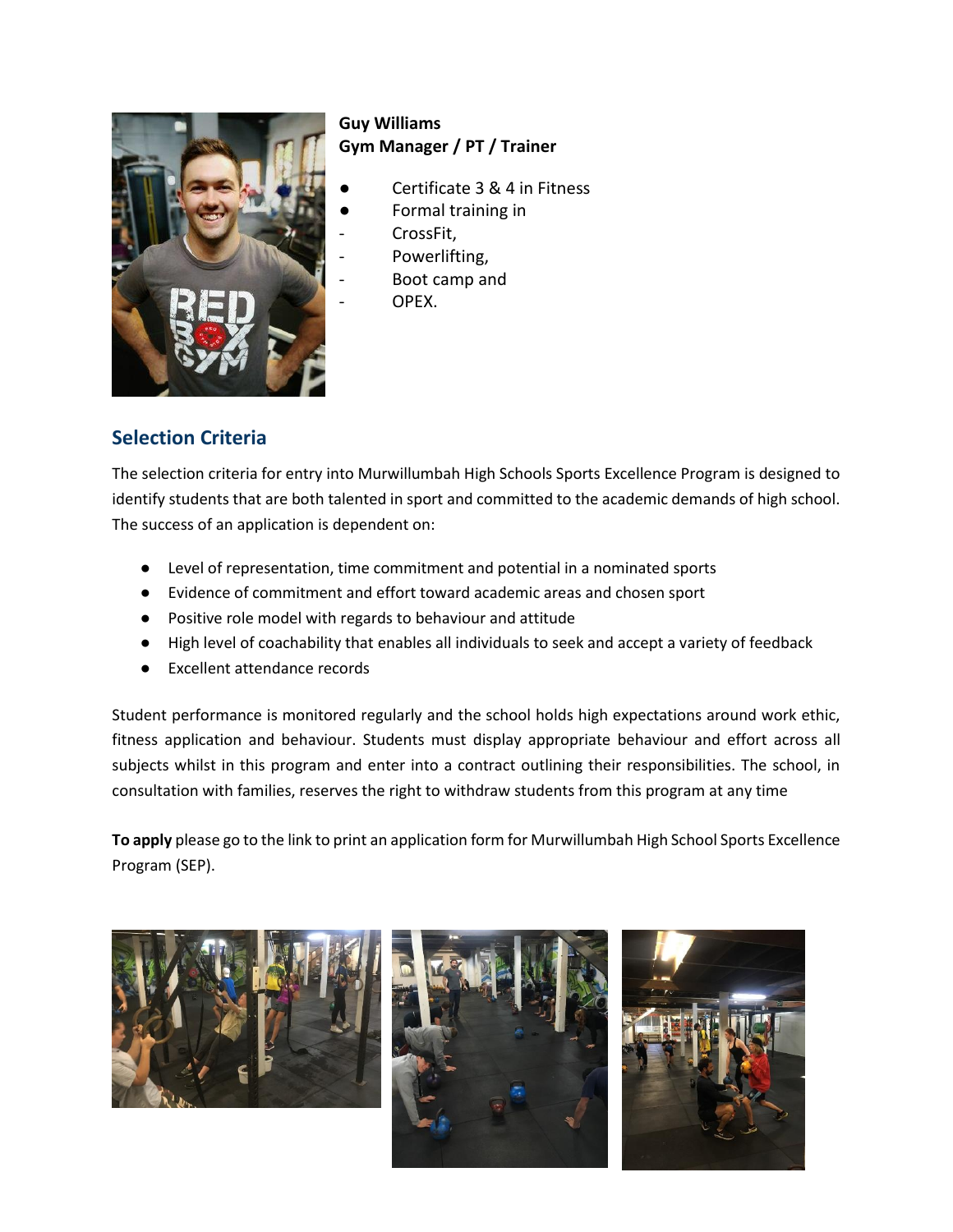**Guy Williams**
**Gym Manager / PT / Trainer**

- Certificate 3 & 4 in Fitness
- Formal training in
  - CrossFit,
  - Powerlifting,
  - Boot camp and
  - OPEX.

## Selection Criteria

The selection criteria for entry into Murwillumbah High Schools Sports Excellence Program is designed to identify students that are both talented in sport and committed to the academic demands of high school. The success of an application is dependent on:

- Level of representation, time commitment and potential in a nominated sports
- Evidence of commitment and effort toward academic areas and chosen sport
- Positive role model with regards to behaviour and attitude
- High level of coachability that enables all individuals to seek and accept a variety of feedback
- Excellent attendance records

Student performance is monitored regularly and the school holds high expectations around work ethic, fitness application and behaviour. Students must display appropriate behaviour and effort across all subjects whilst in this program and enter into a contract outlining their responsibilities. The school, in consultation with families, reserves the right to withdraw students from this program at any time

**To apply** please go to the link to print an application form for Murwillumbah High School Sports Excellence Program (SEP).